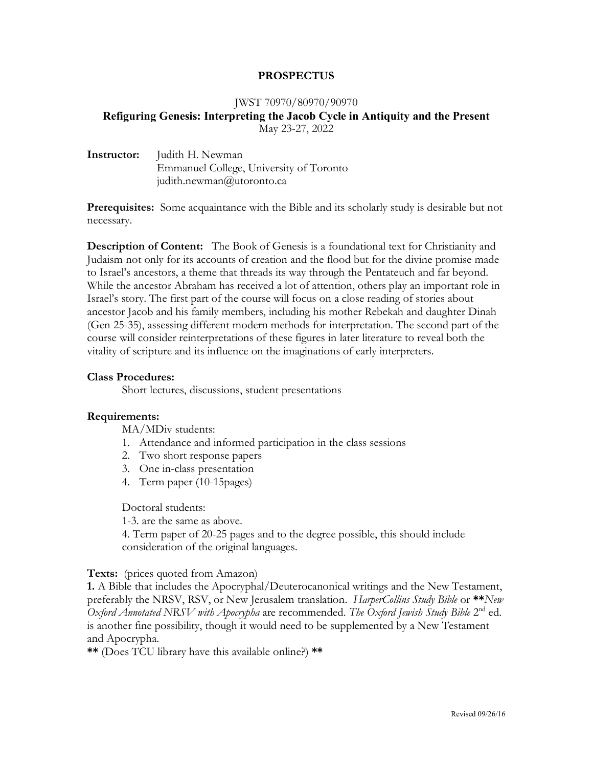**PROSPECTUS**

JWST 70970/80970/90970

**Refiguring Genesis: Interpreting the Jacob Cycle in Antiquity and the Present**

May 23-27, 2022

**Instructor:** Judith H. Newman
Emmanuel College, University of Toronto
judith.newman@utoronto.ca

**Prerequisites:** Some acquaintance with the Bible and its scholarly study is desirable but not necessary.

**Description of Content:** The Book of Genesis is a foundational text for Christianity and Judaism not only for its accounts of creation and the flood but for the divine promise made to Israel's ancestors, a theme that threads its way through the Pentateuch and far beyond. While the ancestor Abraham has received a lot of attention, others play an important role in Israel's story. The first part of the course will focus on a close reading of stories about ancestor Jacob and his family members, including his mother Rebekah and daughter Dinah (Gen 25-35), assessing different modern methods for interpretation. The second part of the course will consider reinterpretations of these figures in later literature to reveal both the vitality of scripture and its influence on the imaginations of early interpreters.

**Class Procedures:**

Short lectures, discussions, student presentations

**Requirements:**

MA/MDiv students:

1. Attendance and informed participation in the class sessions
2. Two short response papers
3. One in-class presentation
4. Term paper (10-15pages)

Doctoral students:

1-3. are the same as above.

4. Term paper of 20-25 pages and to the degree possible, this should include consideration of the original languages.

**Texts:** (prices quoted from Amazon)

**1.** A Bible that includes the Apocryphal/Deuterocanonical writings and the New Testament, preferably the NRSV, RSV, or New Jerusalem translation. *HarperCollins Study Bible* or **\*\****New Oxford Annotated NRSV with Apocrypha* are recommended. *The Oxford Jewish Study Bible* 2nd ed. is another fine possibility, though it would need to be supplemented by a New Testament and Apocrypha.

**\*\*** (Does TCU library have this available online?) **\*\***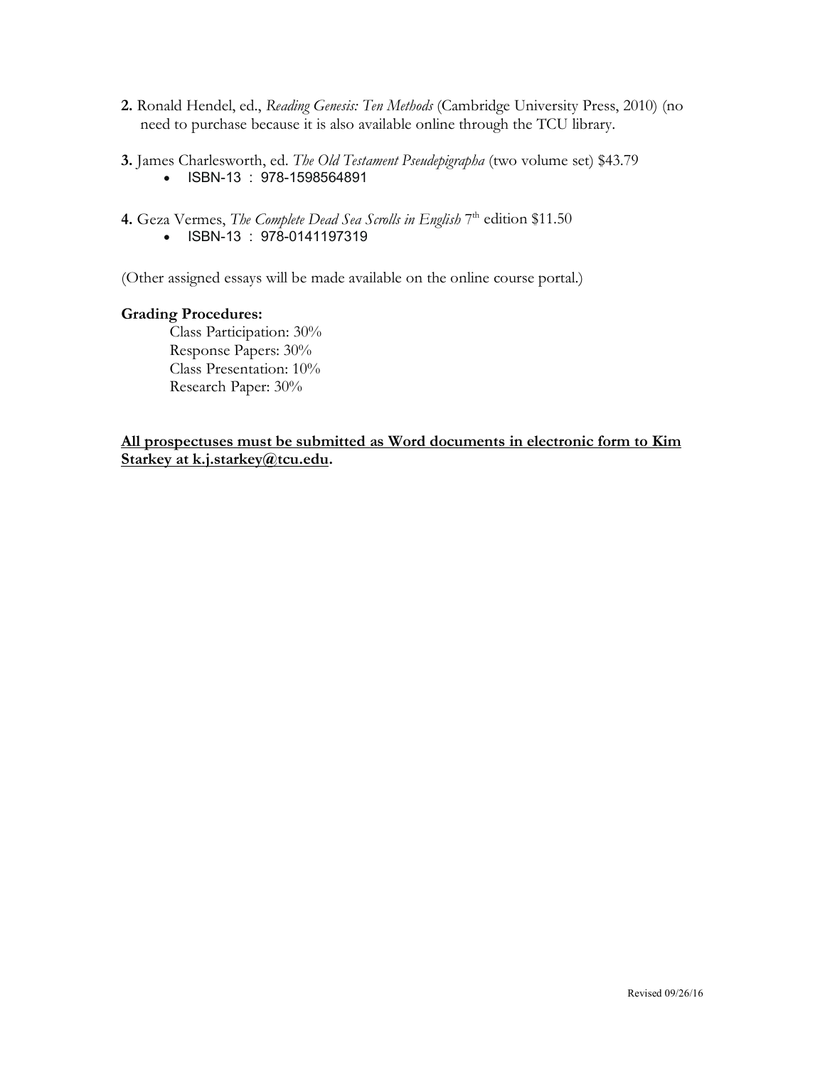**2.** Ronald Hendel, ed., *Reading Genesis: Ten Methods* (Cambridge University Press, 2010) (no need to purchase because it is also available online through the TCU library.

**3.** James Charlesworth, ed. *The Old Testament Pseudepigrapha* (two volume set) $43.79

- ISBN-13 : 978-1598564891

**4.** Geza Vermes, *The Complete Dead Sea Scrolls in English* 7th edition $11.50

- ISBN-13 : 978-0141197319

(Other assigned essays will be made available on the online course portal.)

**Grading Procedures:**

Class Participation: 30%
Response Papers: 30%
Class Presentation: 10%
Research Paper: 30%

<u>**All prospectuses must be submitted as Word documents in electronic form to Kim Starkey at k.j.starkey@tcu.edu**</u>**.**

Revised 09/26/16